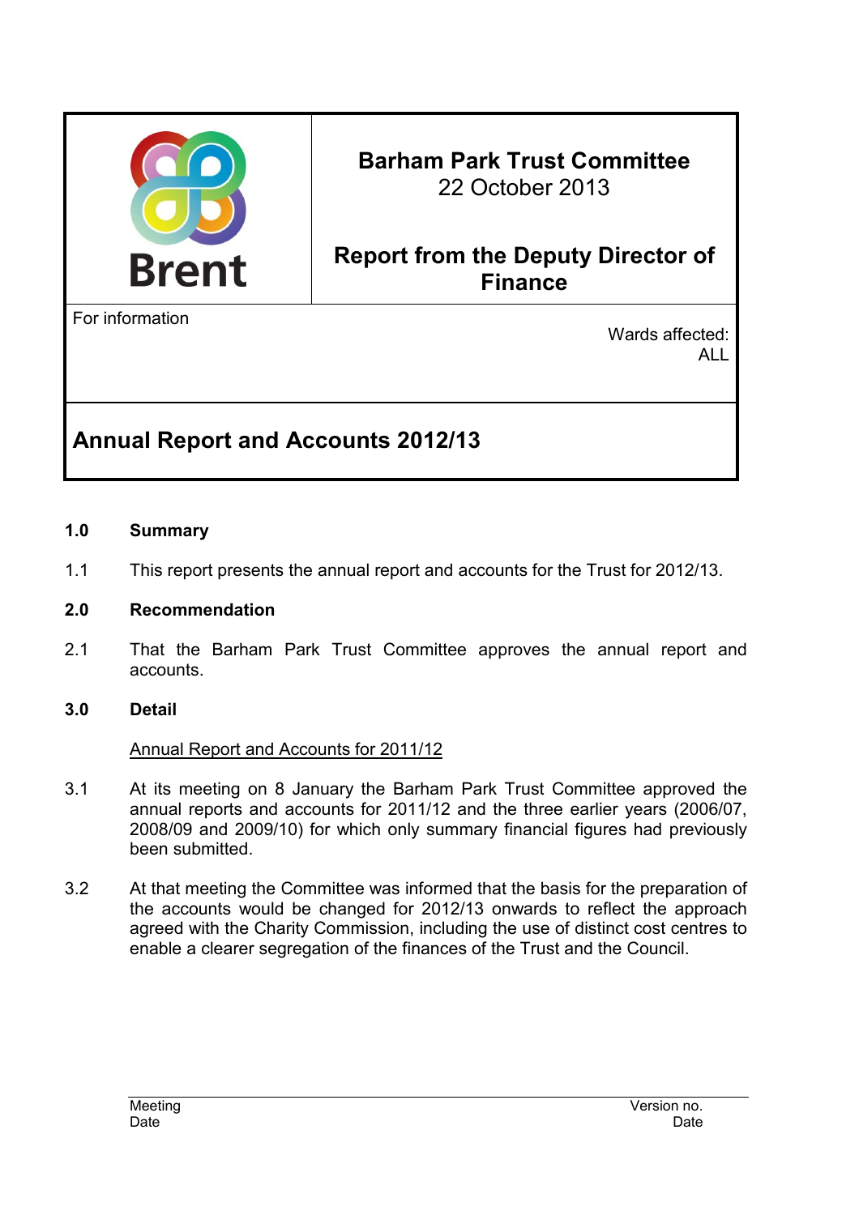| Brent | **Barham Park Trust Committee**<br>22 October 2013<br><br>**Report from the Deputy Director of Finance** |
|---|---|
| For information | Wards affected:<br>ALL |

## Annual Report and Accounts 2012/13

### 1.0 Summary

1.1 This report presents the annual report and accounts for the Trust for 2012/13.

### 2.0 Recommendation

2.1 That the Barham Park Trust Committee approves the annual report and accounts.

### 3.0 Detail

<u>Annual Report and Accounts for 2011/12</u>

3.1 At its meeting on 8 January the Barham Park Trust Committee approved the annual reports and accounts for 2011/12 and the three earlier years (2006/07, 2008/09 and 2009/10) for which only summary financial figures had previously been submitted.

3.2 At that meeting the Committee was informed that the basis for the preparation of the accounts would be changed for 2012/13 onwards to reflect the approach agreed with the Charity Commission, including the use of distinct cost centres to enable a clearer segregation of the finances of the Trust and the Council.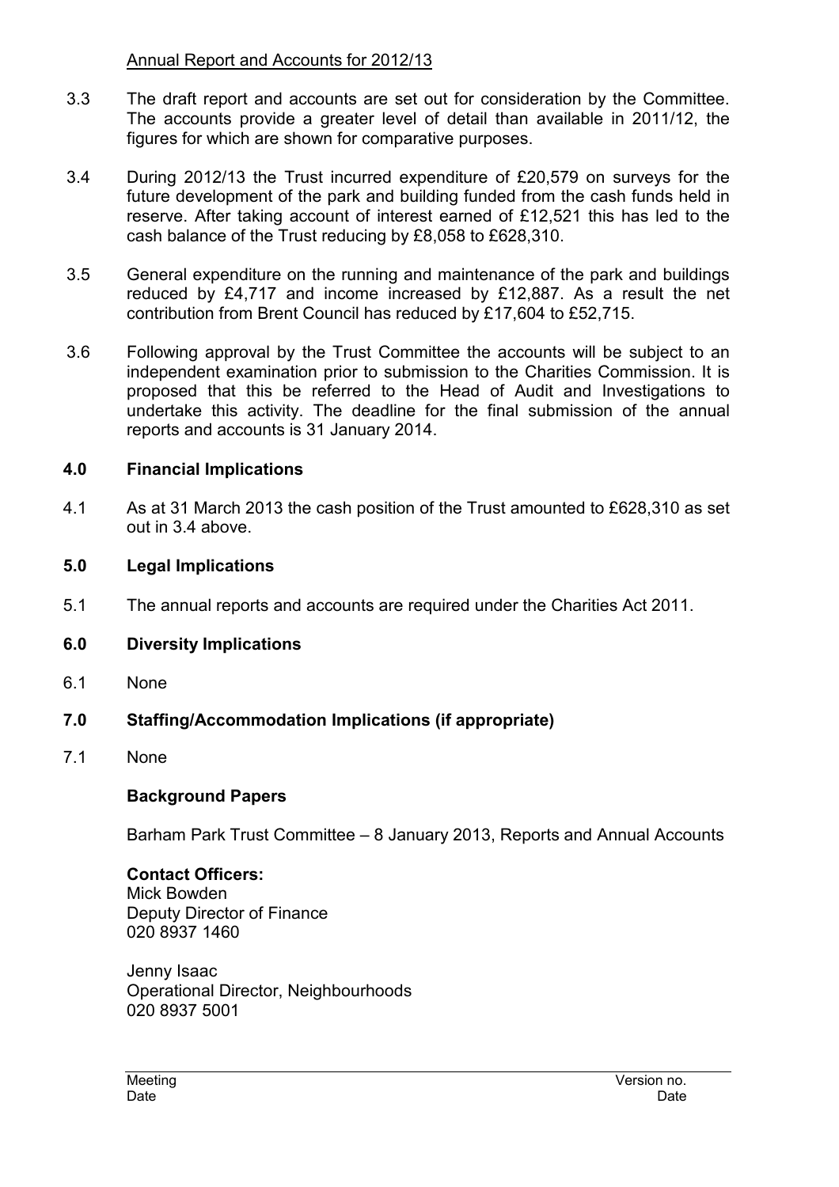Annual Report and Accounts for 2012/13

3.3 The draft report and accounts are set out for consideration by the Committee. The accounts provide a greater level of detail than available in 2011/12, the figures for which are shown for comparative purposes.

3.4 During 2012/13 the Trust incurred expenditure of £20,579 on surveys for the future development of the park and building funded from the cash funds held in reserve. After taking account of interest earned of £12,521 this has led to the cash balance of the Trust reducing by £8,058 to £628,310.

3.5 General expenditure on the running and maintenance of the park and buildings reduced by £4,717 and income increased by £12,887. As a result the net contribution from Brent Council has reduced by £17,604 to £52,715.

3.6 Following approval by the Trust Committee the accounts will be subject to an independent examination prior to submission to the Charities Commission. It is proposed that this be referred to the Head of Audit and Investigations to undertake this activity. The deadline for the final submission of the annual reports and accounts is 31 January 2014.

## 4.0 Financial Implications

4.1 As at 31 March 2013 the cash position of the Trust amounted to £628,310 as set out in 3.4 above.

## 5.0 Legal Implications

5.1 The annual reports and accounts are required under the Charities Act 2011.

## 6.0 Diversity Implications

6.1 None

## 7.0 Staffing/Accommodation Implications (if appropriate)

7.1 None

**Background Papers**

Barham Park Trust Committee – 8 January 2013, Reports and Annual Accounts

**Contact Officers:**
Mick Bowden
Deputy Director of Finance
020 8937 1460

Jenny Isaac
Operational Director, Neighbourhoods
020 8937 5001